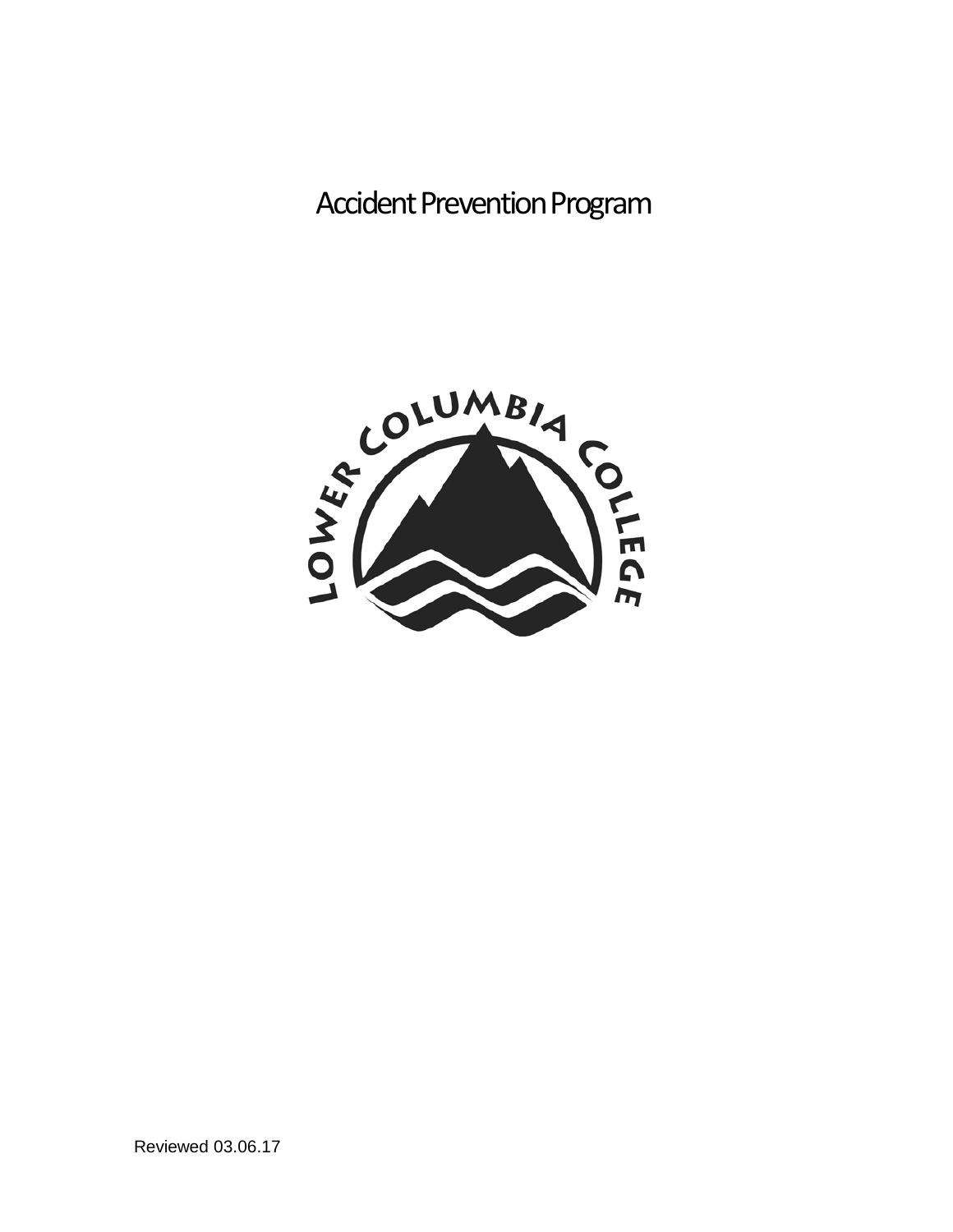# Accident Prevention Program

Reviewed 03.06.17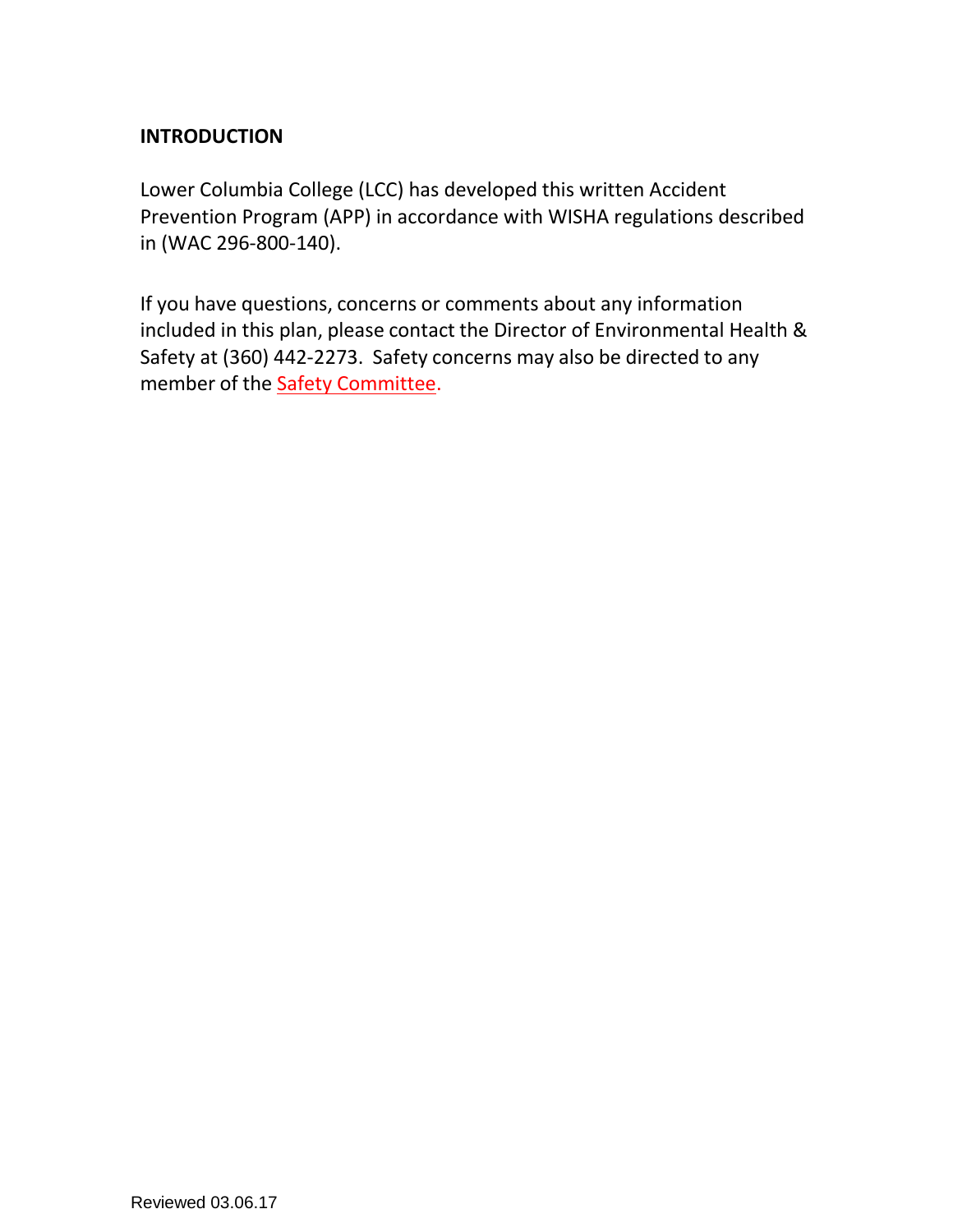## INTRODUCTION

Lower Columbia College (LCC) has developed this written Accident Prevention Program (APP) in accordance with WISHA regulations described in (WAC 296-800-140).

If you have questions, concerns or comments about any information included in this plan, please contact the Director of Environmental Health & Safety at (360) 442-2273. Safety concerns may also be directed to any member of the Safety Committee.

Reviewed 03.06.17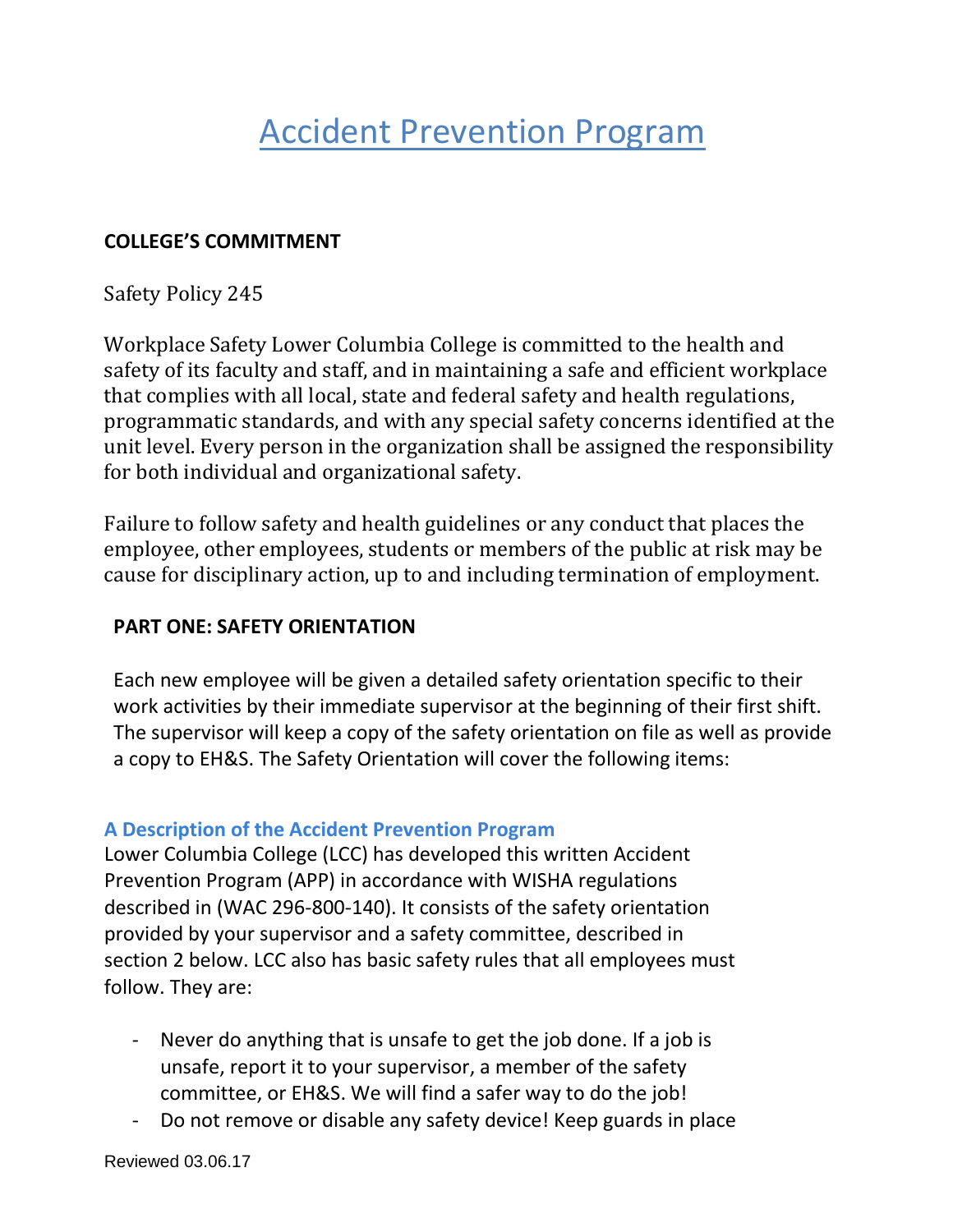# Accident Prevention Program

**COLLEGE'S COMMITMENT**

Safety Policy 245

Workplace Safety Lower Columbia College is committed to the health and safety of its faculty and staff, and in maintaining a safe and efficient workplace that complies with all local, state and federal safety and health regulations, programmatic standards, and with any special safety concerns identified at the unit level. Every person in the organization shall be assigned the responsibility for both individual and organizational safety.

Failure to follow safety and health guidelines or any conduct that places the employee, other employees, students or members of the public at risk may be cause for disciplinary action, up to and including termination of employment.

**PART ONE: SAFETY ORIENTATION**

Each new employee will be given a detailed safety orientation specific to their work activities by their immediate supervisor at the beginning of their first shift. The supervisor will keep a copy of the safety orientation on file as well as provide a copy to EH&S. The Safety Orientation will cover the following items:

### A Description of the Accident Prevention Program

Lower Columbia College (LCC) has developed this written Accident Prevention Program (APP) in accordance with WISHA regulations described in (WAC 296-800-140). It consists of the safety orientation provided by your supervisor and a safety committee, described in section 2 below. LCC also has basic safety rules that all employees must follow. They are:

- Never do anything that is unsafe to get the job done. If a job is unsafe, report it to your supervisor, a member of the safety committee, or EH&S. We will find a safer way to do the job!
- Do not remove or disable any safety device! Keep guards in place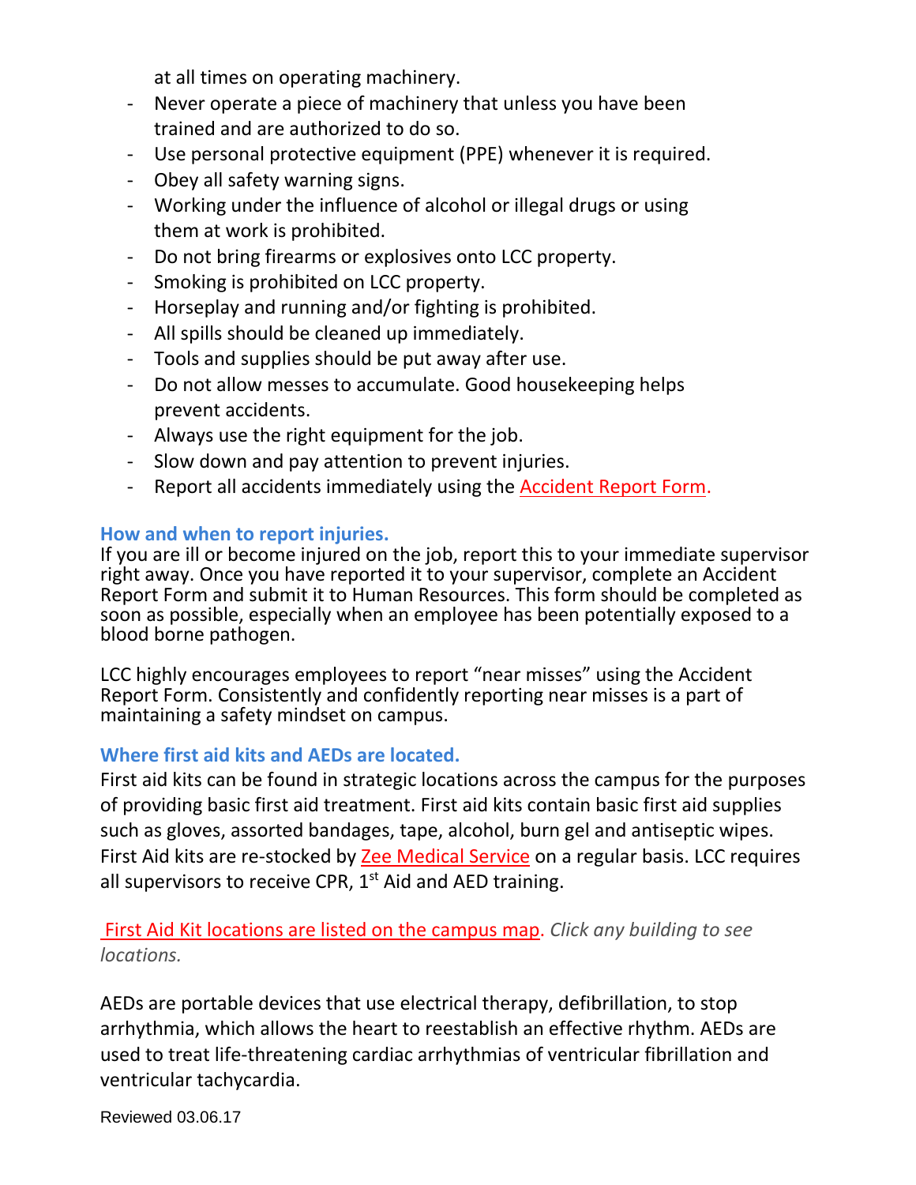at all times on operating machinery.

- Never operate a piece of machinery that unless you have been trained and are authorized to do so.
- Use personal protective equipment (PPE) whenever it is required.
- Obey all safety warning signs.
- Working under the influence of alcohol or illegal drugs or using them at work is prohibited.
- Do not bring firearms or explosives onto LCC property.
- Smoking is prohibited on LCC property.
- Horseplay and running and/or fighting is prohibited.
- All spills should be cleaned up immediately.
- Tools and supplies should be put away after use.
- Do not allow messes to accumulate. Good housekeeping helps prevent accidents.
- Always use the right equipment for the job.
- Slow down and pay attention to prevent injuries.
- Report all accidents immediately using the Accident Report Form.

### How and when to report injuries.

If you are ill or become injured on the job, report this to your immediate supervisor right away. Once you have reported it to your supervisor, complete an Accident Report Form and submit it to Human Resources. This form should be completed as soon as possible, especially when an employee has been potentially exposed to a blood borne pathogen.

LCC highly encourages employees to report "near misses" using the Accident Report Form. Consistently and confidently reporting near misses is a part of maintaining a safety mindset on campus.

### Where first aid kits and AEDs are located.

First aid kits can be found in strategic locations across the campus for the purposes of providing basic first aid treatment. First aid kits contain basic first aid supplies such as gloves, assorted bandages, tape, alcohol, burn gel and antiseptic wipes. First Aid kits are re-stocked by Zee Medical Service on a regular basis. LCC requires all supervisors to receive CPR, 1st Aid and AED training.

First Aid Kit locations are listed on the campus map. *Click any building to see locations.*

AEDs are portable devices that use electrical therapy, defibrillation, to stop arrhythmia, which allows the heart to reestablish an effective rhythm. AEDs are used to treat life-threatening cardiac arrhythmias of ventricular fibrillation and ventricular tachycardia.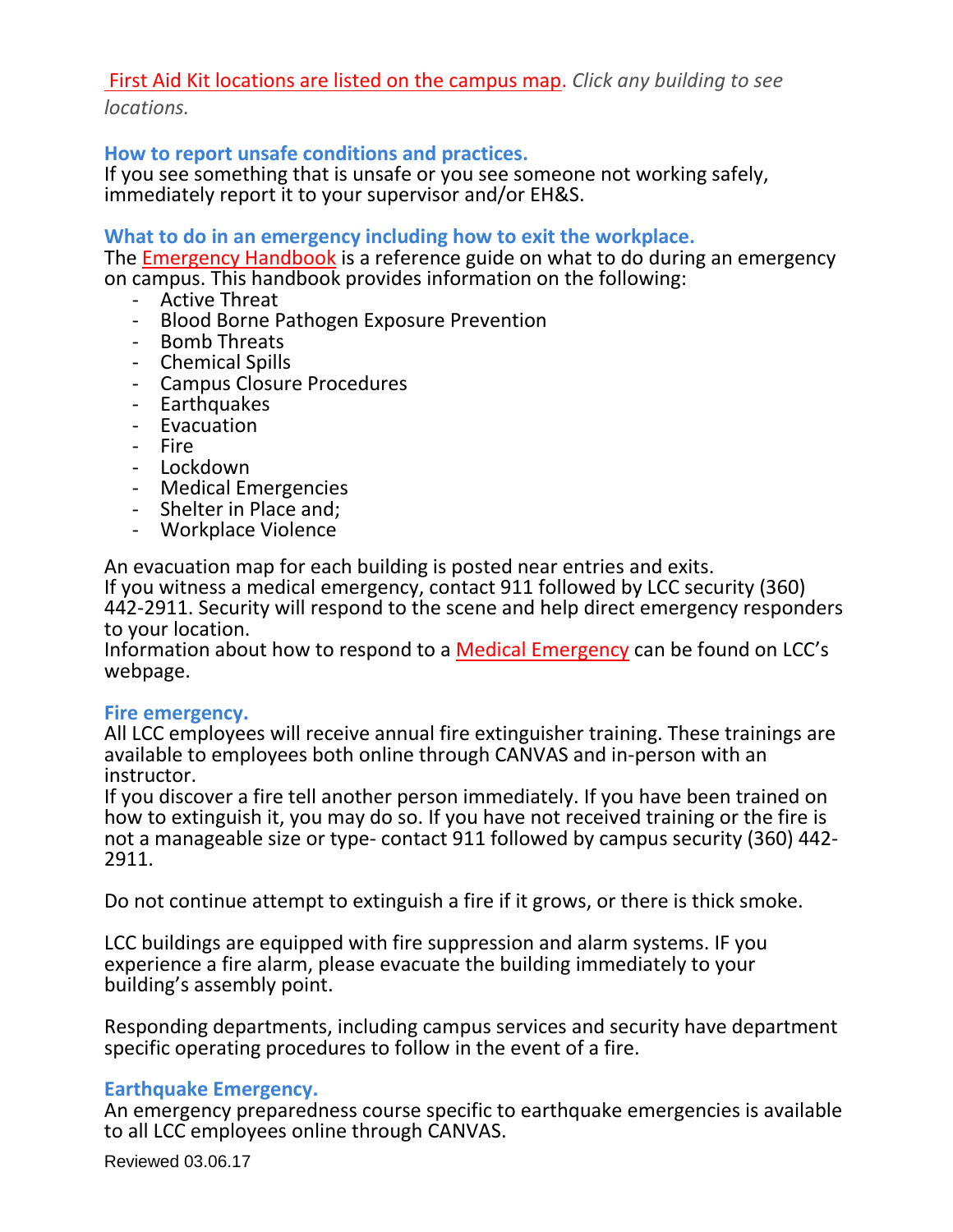First Aid Kit locations are listed on the campus map. *Click any building to see locations.*

### How to report unsafe conditions and practices.

If you see something that is unsafe or you see someone not working safely, immediately report it to your supervisor and/or EH&S.

### What to do in an emergency including how to exit the workplace.

The Emergency Handbook is a reference guide on what to do during an emergency on campus. This handbook provides information on the following:

- Active Threat
- Blood Borne Pathogen Exposure Prevention
- Bomb Threats
- Chemical Spills
- Campus Closure Procedures
- Earthquakes
- Evacuation
- Fire
- Lockdown
- Medical Emergencies
- Shelter in Place and;
- Workplace Violence

An evacuation map for each building is posted near entries and exits.
If you witness a medical emergency, contact 911 followed by LCC security (360) 442-2911. Security will respond to the scene and help direct emergency responders to your location.
Information about how to respond to a Medical Emergency can be found on LCC's webpage.

### Fire emergency.

All LCC employees will receive annual fire extinguisher training. These trainings are available to employees both online through CANVAS and in-person with an instructor.
If you discover a fire tell another person immediately. If you have been trained on how to extinguish it, you may do so. If you have not received training or the fire is not a manageable size or type- contact 911 followed by campus security (360) 442-2911.

Do not continue attempt to extinguish a fire if it grows, or there is thick smoke.

LCC buildings are equipped with fire suppression and alarm systems. IF you experience a fire alarm, please evacuate the building immediately to your building's assembly point.

Responding departments, including campus services and security have department specific operating procedures to follow in the event of a fire.

### Earthquake Emergency.

An emergency preparedness course specific to earthquake emergencies is available to all LCC employees online through CANVAS.

Reviewed 03.06.17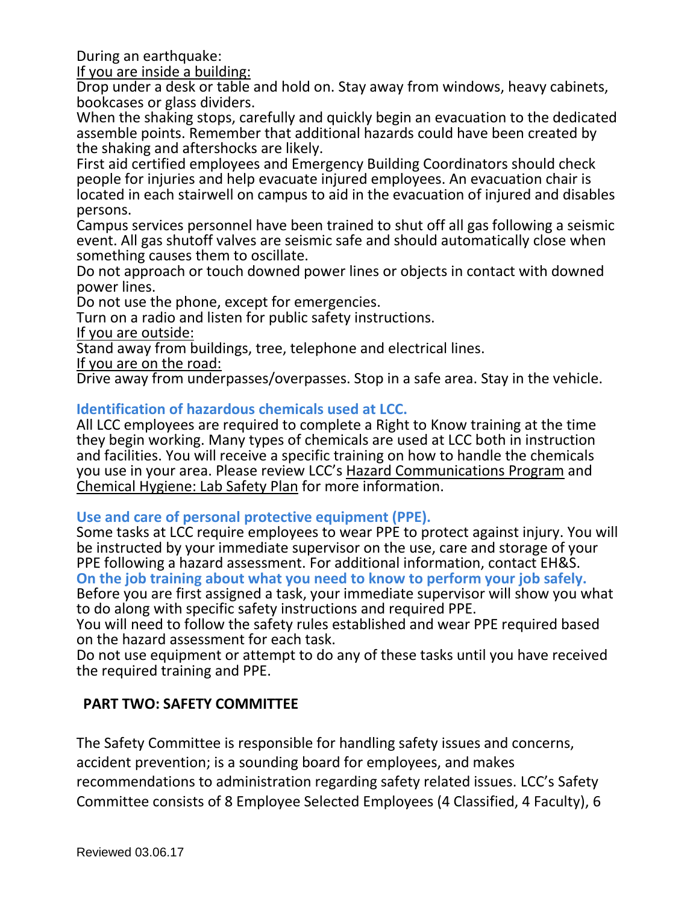During an earthquake:

If you are inside a building:

Drop under a desk or table and hold on. Stay away from windows, heavy cabinets, bookcases or glass dividers.

When the shaking stops, carefully and quickly begin an evacuation to the dedicated assemble points. Remember that additional hazards could have been created by the shaking and aftershocks are likely.

First aid certified employees and Emergency Building Coordinators should check people for injuries and help evacuate injured employees. An evacuation chair is located in each stairwell on campus to aid in the evacuation of injured and disables persons.

Campus services personnel have been trained to shut off all gas following a seismic event. All gas shutoff valves are seismic safe and should automatically close when something causes them to oscillate.

Do not approach or touch downed power lines or objects in contact with downed power lines.

Do not use the phone, except for emergencies.

Turn on a radio and listen for public safety instructions.

If you are outside:

Stand away from buildings, tree, telephone and electrical lines.

If you are on the road:

Drive away from underpasses/overpasses. Stop in a safe area. Stay in the vehicle.

### Identification of hazardous chemicals used at LCC.

All LCC employees are required to complete a Right to Know training at the time they begin working. Many types of chemicals are used at LCC both in instruction and facilities. You will receive a specific training on how to handle the chemicals you use in your area. Please review LCC's Hazard Communications Program and Chemical Hygiene: Lab Safety Plan for more information.

### Use and care of personal protective equipment (PPE).

Some tasks at LCC require employees to wear PPE to protect against injury. You will be instructed by your immediate supervisor on the use, care and storage of your PPE following a hazard assessment. For additional information, contact EH&S.

### On the job training about what you need to know to perform your job safely.

Before you are first assigned a task, your immediate supervisor will show you what to do along with specific safety instructions and required PPE.

You will need to follow the safety rules established and wear PPE required based on the hazard assessment for each task.

Do not use equipment or attempt to do any of these tasks until you have received the required training and PPE.

## PART TWO: SAFETY COMMITTEE

The Safety Committee is responsible for handling safety issues and concerns, accident prevention; is a sounding board for employees, and makes recommendations to administration regarding safety related issues. LCC's Safety Committee consists of 8 Employee Selected Employees (4 Classified, 4 Faculty), 6

Reviewed 03.06.17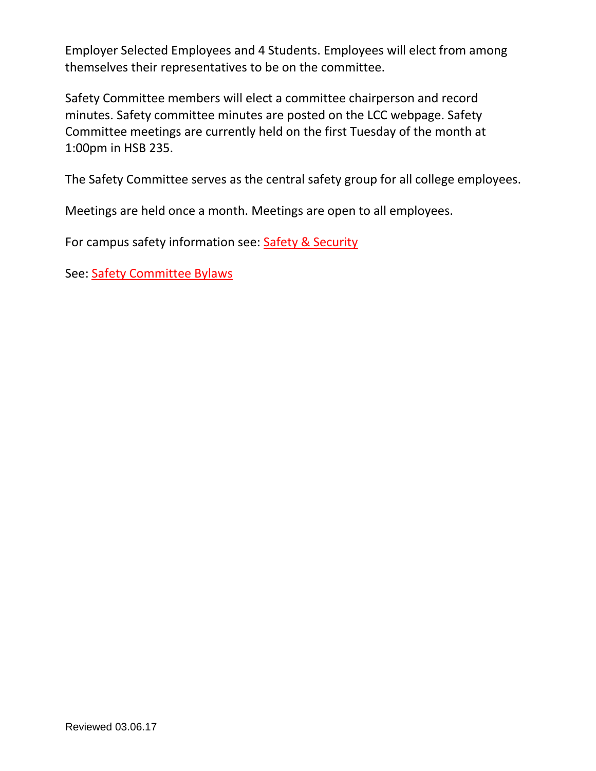Employer Selected Employees and 4 Students. Employees will elect from among themselves their representatives to be on the committee.

Safety Committee members will elect a committee chairperson and record minutes. Safety committee minutes are posted on the LCC webpage. Safety Committee meetings are currently held on the first Tuesday of the month at 1:00pm in HSB 235.

The Safety Committee serves as the central safety group for all college employees.

Meetings are held once a month. Meetings are open to all employees.

For campus safety information see: Safety & Security

See: Safety Committee Bylaws

Reviewed 03.06.17